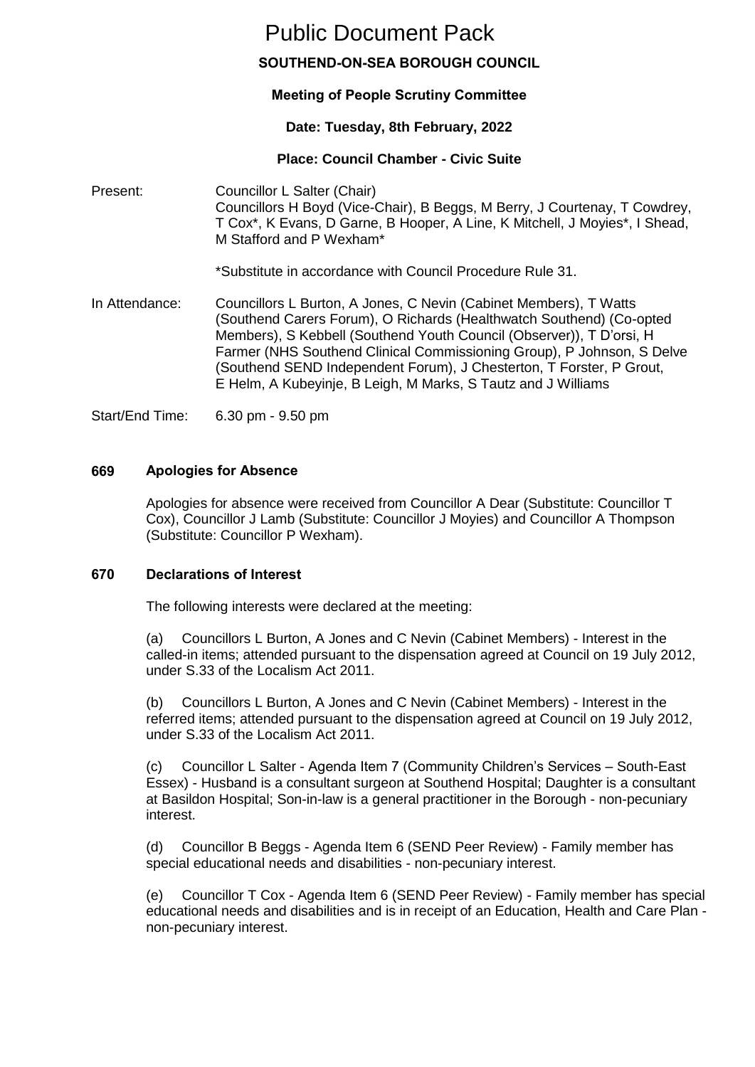# Public Document Pack

## SOUTHEND-ON-SEA BOROUGH COUNCIL

**Meeting of People Scrutiny Committee**

**Date: Tuesday, 8th February, 2022**

**Place: Council Chamber - Civic Suite**

Present: Councillor L Salter (Chair)
Councillors H Boyd (Vice-Chair), B Beggs, M Berry, J Courtenay, T Cowdrey, T Cox*, K Evans, D Garne, B Hooper, A Line, K Mitchell, J Moyies*, I Shead, M Stafford and P Wexham*

*Substitute in accordance with Council Procedure Rule 31.

In Attendance: Councillors L Burton, A Jones, C Nevin (Cabinet Members), T Watts (Southend Carers Forum), O Richards (Healthwatch Southend) (Co-opted Members), S Kebbell (Southend Youth Council (Observer)), T D'orsi, H Farmer (NHS Southend Clinical Commissioning Group), P Johnson, S Delve (Southend SEND Independent Forum), J Chesterton, T Forster, P Grout, E Helm, A Kubeyinje, B Leigh, M Marks, S Tautz and J Williams

Start/End Time: 6.30 pm - 9.50 pm

### 669 Apologies for Absence

Apologies for absence were received from Councillor A Dear (Substitute: Councillor T Cox), Councillor J Lamb (Substitute: Councillor J Moyies) and Councillor A Thompson (Substitute: Councillor P Wexham).

### 670 Declarations of Interest

The following interests were declared at the meeting:

(a) Councillors L Burton, A Jones and C Nevin (Cabinet Members) - Interest in the called-in items; attended pursuant to the dispensation agreed at Council on 19 July 2012, under S.33 of the Localism Act 2011.

(b) Councillors L Burton, A Jones and C Nevin (Cabinet Members) - Interest in the referred items; attended pursuant to the dispensation agreed at Council on 19 July 2012, under S.33 of the Localism Act 2011.

(c) Councillor L Salter - Agenda Item 7 (Community Children's Services – South-East Essex) - Husband is a consultant surgeon at Southend Hospital; Daughter is a consultant at Basildon Hospital; Son-in-law is a general practitioner in the Borough - non-pecuniary interest.

(d) Councillor B Beggs - Agenda Item 6 (SEND Peer Review) - Family member has special educational needs and disabilities - non-pecuniary interest.

(e) Councillor T Cox - Agenda Item 6 (SEND Peer Review) - Family member has special educational needs and disabilities and is in receipt of an Education, Health and Care Plan - non-pecuniary interest.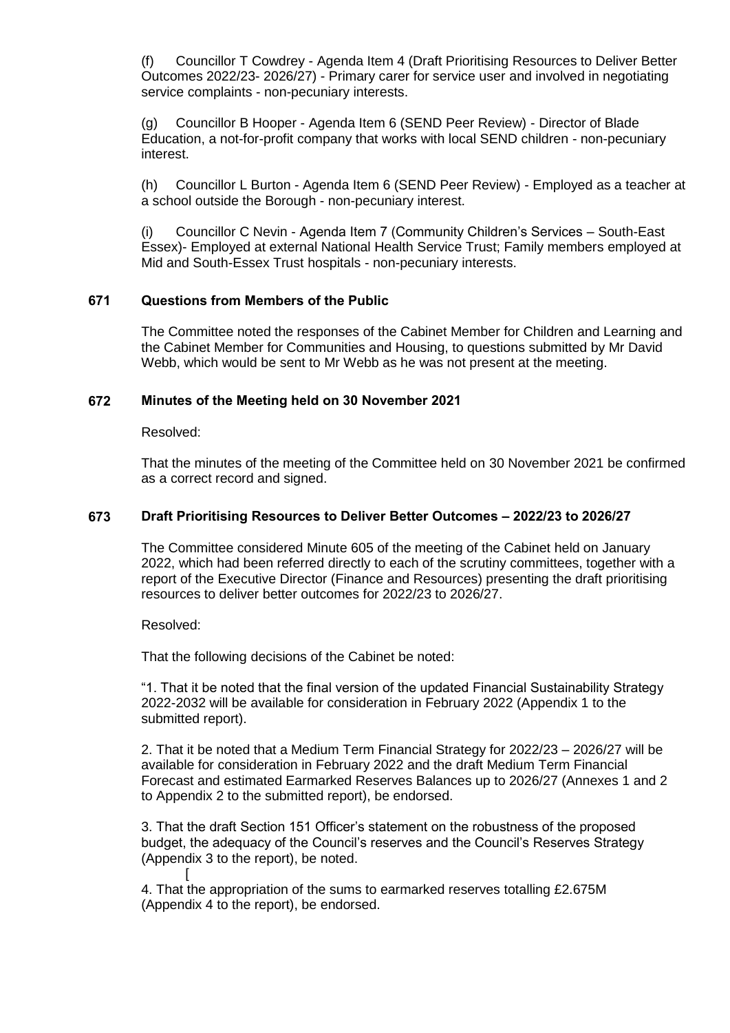(f) Councillor T Cowdrey - Agenda Item 4 (Draft Prioritising Resources to Deliver Better Outcomes 2022/23- 2026/27) - Primary carer for service user and involved in negotiating service complaints - non-pecuniary interests.

(g) Councillor B Hooper - Agenda Item 6 (SEND Peer Review) - Director of Blade Education, a not-for-profit company that works with local SEND children - non-pecuniary interest.

(h) Councillor L Burton - Agenda Item 6 (SEND Peer Review) - Employed as a teacher at a school outside the Borough - non-pecuniary interest.

(i) Councillor C Nevin - Agenda Item 7 (Community Children's Services – South-East Essex)- Employed at external National Health Service Trust; Family members employed at Mid and South-Essex Trust hospitals - non-pecuniary interests.

**671 Questions from Members of the Public**

The Committee noted the responses of the Cabinet Member for Children and Learning and the Cabinet Member for Communities and Housing, to questions submitted by Mr David Webb, which would be sent to Mr Webb as he was not present at the meeting.

**672 Minutes of the Meeting held on 30 November 2021**

Resolved:

That the minutes of the meeting of the Committee held on 30 November 2021 be confirmed as a correct record and signed.

**673 Draft Prioritising Resources to Deliver Better Outcomes – 2022/23 to 2026/27**

The Committee considered Minute 605 of the meeting of the Cabinet held on January 2022, which had been referred directly to each of the scrutiny committees, together with a report of the Executive Director (Finance and Resources) presenting the draft prioritising resources to deliver better outcomes for 2022/23 to 2026/27.

Resolved:

That the following decisions of the Cabinet be noted:

"1. That it be noted that the final version of the updated Financial Sustainability Strategy 2022-2032 will be available for consideration in February 2022 (Appendix 1 to the submitted report).

2. That it be noted that a Medium Term Financial Strategy for 2022/23 – 2026/27 will be available for consideration in February 2022 and the draft Medium Term Financial Forecast and estimated Earmarked Reserves Balances up to 2026/27 (Annexes 1 and 2 to Appendix 2 to the submitted report), be endorsed.

3. That the draft Section 151 Officer's statement on the robustness of the proposed budget, the adequacy of the Council's reserves and the Council's Reserves Strategy (Appendix 3 to the report), be noted.

[

4. That the appropriation of the sums to earmarked reserves totalling £2.675M (Appendix 4 to the report), be endorsed.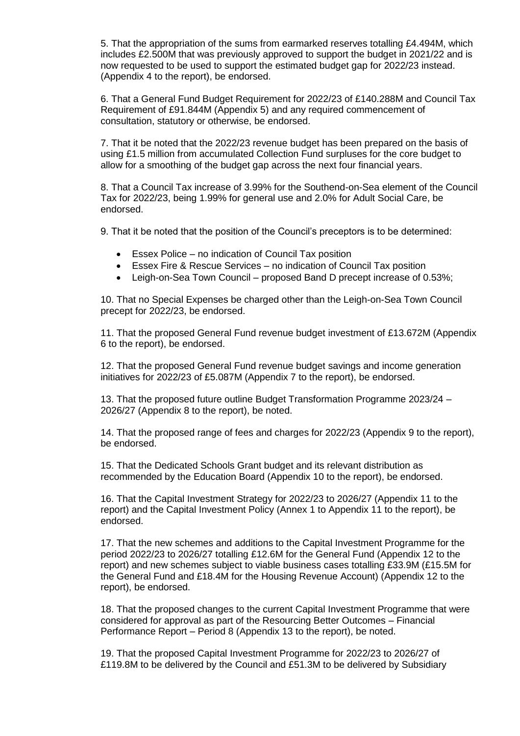5. That the appropriation of the sums from earmarked reserves totalling £4.494M, which includes £2.500M that was previously approved to support the budget in 2021/22 and is now requested to be used to support the estimated budget gap for 2022/23 instead. (Appendix 4 to the report), be endorsed.

6. That a General Fund Budget Requirement for 2022/23 of £140.288M and Council Tax Requirement of £91.844M (Appendix 5) and any required commencement of consultation, statutory or otherwise, be endorsed.

7. That it be noted that the 2022/23 revenue budget has been prepared on the basis of using £1.5 million from accumulated Collection Fund surpluses for the core budget to allow for a smoothing of the budget gap across the next four financial years.

8. That a Council Tax increase of 3.99% for the Southend-on-Sea element of the Council Tax for 2022/23, being 1.99% for general use and 2.0% for Adult Social Care, be endorsed.

9. That it be noted that the position of the Council's preceptors is to be determined:

- Essex Police – no indication of Council Tax position
- Essex Fire & Rescue Services – no indication of Council Tax position
- Leigh-on-Sea Town Council – proposed Band D precept increase of 0.53%;

10. That no Special Expenses be charged other than the Leigh-on-Sea Town Council precept for 2022/23, be endorsed.

11. That the proposed General Fund revenue budget investment of £13.672M (Appendix 6 to the report), be endorsed.

12. That the proposed General Fund revenue budget savings and income generation initiatives for 2022/23 of £5.087M (Appendix 7 to the report), be endorsed.

13. That the proposed future outline Budget Transformation Programme 2023/24 – 2026/27 (Appendix 8 to the report), be noted.

14. That the proposed range of fees and charges for 2022/23 (Appendix 9 to the report), be endorsed.

15. That the Dedicated Schools Grant budget and its relevant distribution as recommended by the Education Board (Appendix 10 to the report), be endorsed.

16. That the Capital Investment Strategy for 2022/23 to 2026/27 (Appendix 11 to the report) and the Capital Investment Policy (Annex 1 to Appendix 11 to the report), be endorsed.

17. That the new schemes and additions to the Capital Investment Programme for the period 2022/23 to 2026/27 totalling £12.6M for the General Fund (Appendix 12 to the report) and new schemes subject to viable business cases totalling £33.9M (£15.5M for the General Fund and £18.4M for the Housing Revenue Account) (Appendix 12 to the report), be endorsed.

18. That the proposed changes to the current Capital Investment Programme that were considered for approval as part of the Resourcing Better Outcomes – Financial Performance Report – Period 8 (Appendix 13 to the report), be noted.

19. That the proposed Capital Investment Programme for 2022/23 to 2026/27 of £119.8M to be delivered by the Council and £51.3M to be delivered by Subsidiary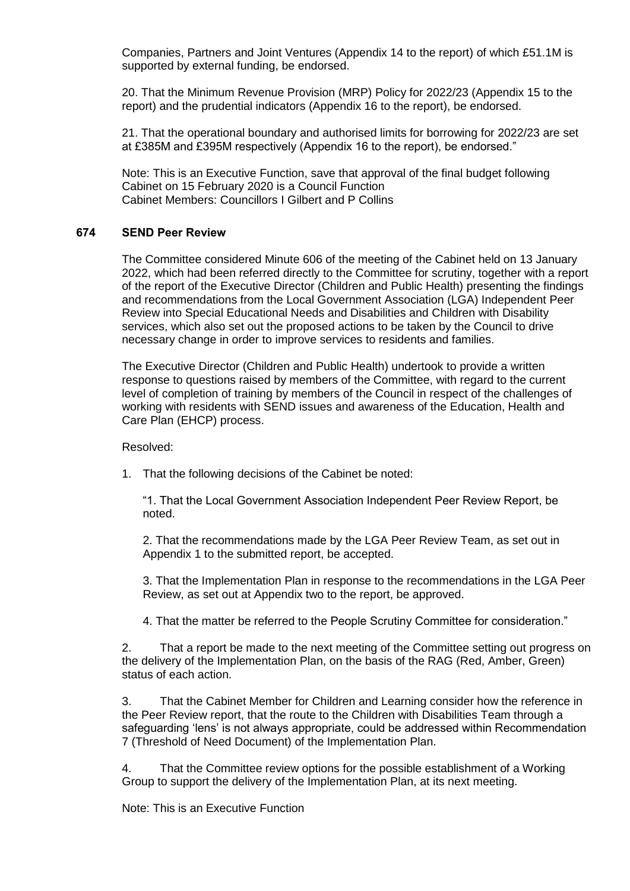Companies, Partners and Joint Ventures (Appendix 14 to the report) of which £51.1M is supported by external funding, be endorsed.

20. That the Minimum Revenue Provision (MRP) Policy for 2022/23 (Appendix 15 to the report) and the prudential indicators (Appendix 16 to the report), be endorsed.

21. That the operational boundary and authorised limits for borrowing for 2022/23 are set at £385M and £395M respectively (Appendix 16 to the report), be endorsed."

Note: This is an Executive Function, save that approval of the final budget following Cabinet on 15 February 2020 is a Council Function
Cabinet Members: Councillors I Gilbert and P Collins

## 674 SEND Peer Review

The Committee considered Minute 606 of the meeting of the Cabinet held on 13 January 2022, which had been referred directly to the Committee for scrutiny, together with a report of the report of the Executive Director (Children and Public Health) presenting the findings and recommendations from the Local Government Association (LGA) Independent Peer Review into Special Educational Needs and Disabilities and Children with Disability services, which also set out the proposed actions to be taken by the Council to drive necessary change in order to improve services to residents and families.

The Executive Director (Children and Public Health) undertook to provide a written response to questions raised by members of the Committee, with regard to the current level of completion of training by members of the Council in respect of the challenges of working with residents with SEND issues and awareness of the Education, Health and Care Plan (EHCP) process.

Resolved:

1. That the following decisions of the Cabinet be noted:

   "1. That the Local Government Association Independent Peer Review Report, be noted.

   2. That the recommendations made by the LGA Peer Review Team, as set out in Appendix 1 to the submitted report, be accepted.

   3. That the Implementation Plan in response to the recommendations in the LGA Peer Review, as set out at Appendix two to the report, be approved.

   4. That the matter be referred to the People Scrutiny Committee for consideration."

2. That a report be made to the next meeting of the Committee setting out progress on the delivery of the Implementation Plan, on the basis of the RAG (Red, Amber, Green) status of each action.

3. That the Cabinet Member for Children and Learning consider how the reference in the Peer Review report, that the route to the Children with Disabilities Team through a safeguarding 'lens' is not always appropriate, could be addressed within Recommendation 7 (Threshold of Need Document) of the Implementation Plan.

4. That the Committee review options for the possible establishment of a Working Group to support the delivery of the Implementation Plan, at its next meeting.

Note: This is an Executive Function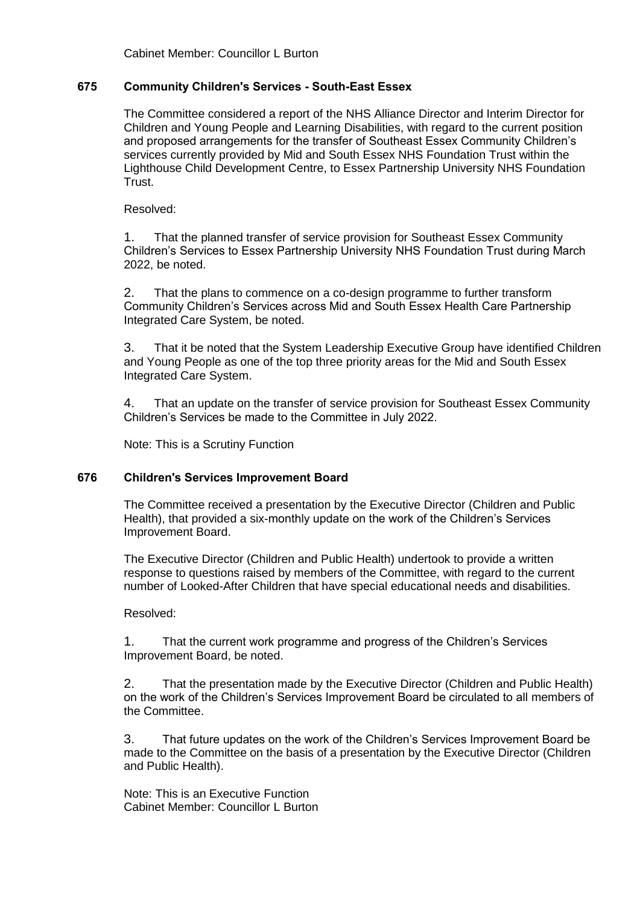Cabinet Member: Councillor L Burton

## 675 Community Children's Services - South-East Essex

The Committee considered a report of the NHS Alliance Director and Interim Director for Children and Young People and Learning Disabilities, with regard to the current position and proposed arrangements for the transfer of Southeast Essex Community Children's services currently provided by Mid and South Essex NHS Foundation Trust within the Lighthouse Child Development Centre, to Essex Partnership University NHS Foundation Trust.

Resolved:

1. That the planned transfer of service provision for Southeast Essex Community Children's Services to Essex Partnership University NHS Foundation Trust during March 2022, be noted.

2. That the plans to commence on a co-design programme to further transform Community Children's Services across Mid and South Essex Health Care Partnership Integrated Care System, be noted.

3. That it be noted that the System Leadership Executive Group have identified Children and Young People as one of the top three priority areas for the Mid and South Essex Integrated Care System.

4. That an update on the transfer of service provision for Southeast Essex Community Children's Services be made to the Committee in July 2022.

Note: This is a Scrutiny Function

## 676 Children's Services Improvement Board

The Committee received a presentation by the Executive Director (Children and Public Health), that provided a six-monthly update on the work of the Children's Services Improvement Board.

The Executive Director (Children and Public Health) undertook to provide a written response to questions raised by members of the Committee, with regard to the current number of Looked-After Children that have special educational needs and disabilities.

Resolved:

1. That the current work programme and progress of the Children's Services Improvement Board, be noted.

2. That the presentation made by the Executive Director (Children and Public Health) on the work of the Children's Services Improvement Board be circulated to all members of the Committee.

3. That future updates on the work of the Children's Services Improvement Board be made to the Committee on the basis of a presentation by the Executive Director (Children and Public Health).

Note: This is an Executive Function
Cabinet Member: Councillor L Burton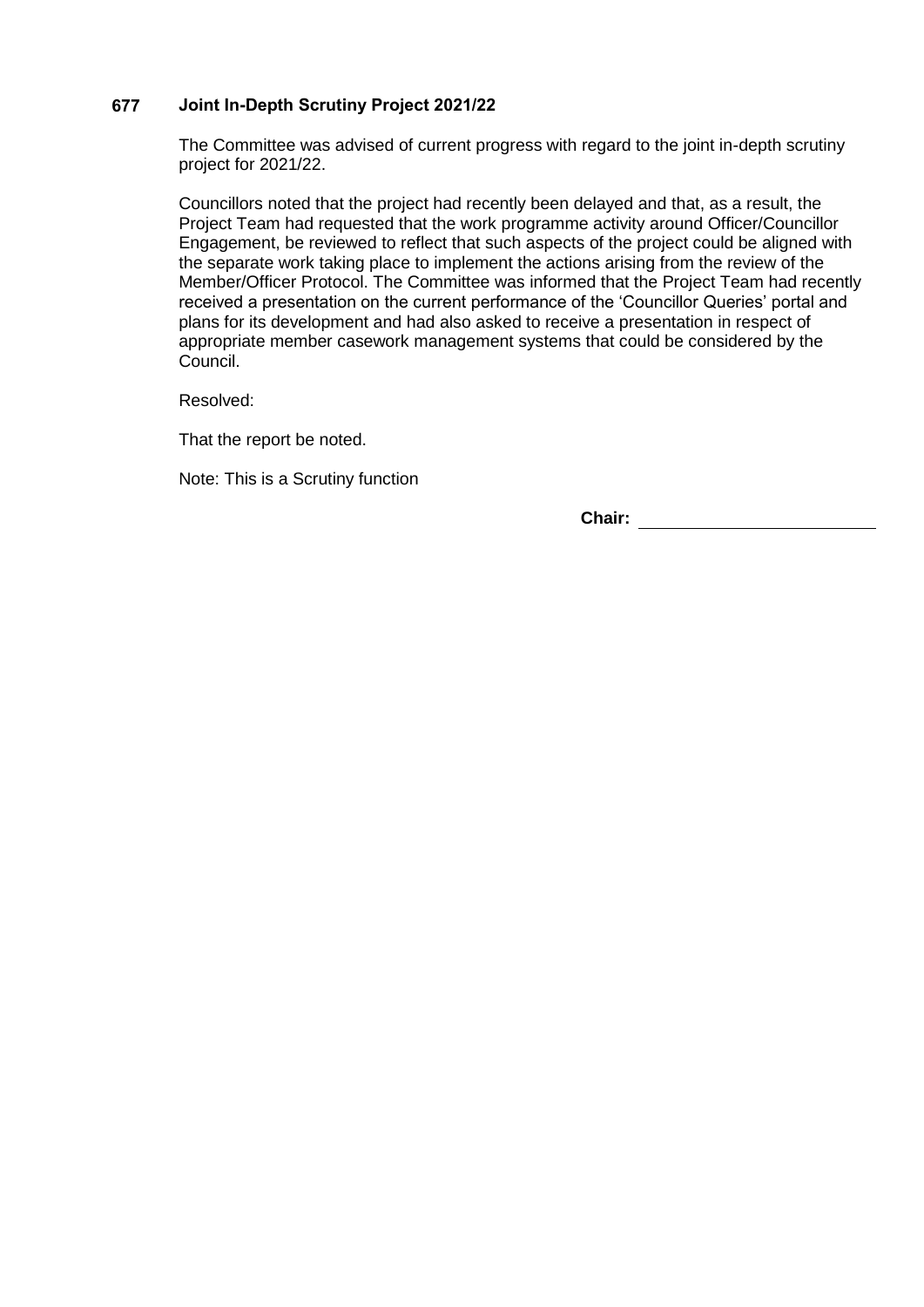## 677 Joint In-Depth Scrutiny Project 2021/22

The Committee was advised of current progress with regard to the joint in-depth scrutiny project for 2021/22.

Councillors noted that the project had recently been delayed and that, as a result, the Project Team had requested that the work programme activity around Officer/Councillor Engagement, be reviewed to reflect that such aspects of the project could be aligned with the separate work taking place to implement the actions arising from the review of the Member/Officer Protocol. The Committee was informed that the Project Team had recently received a presentation on the current performance of the 'Councillor Queries' portal and plans for its development and had also asked to receive a presentation in respect of appropriate member casework management systems that could be considered by the Council.

Resolved:

That the report be noted.

Note: This is a Scrutiny function

**Chair:** ________________________